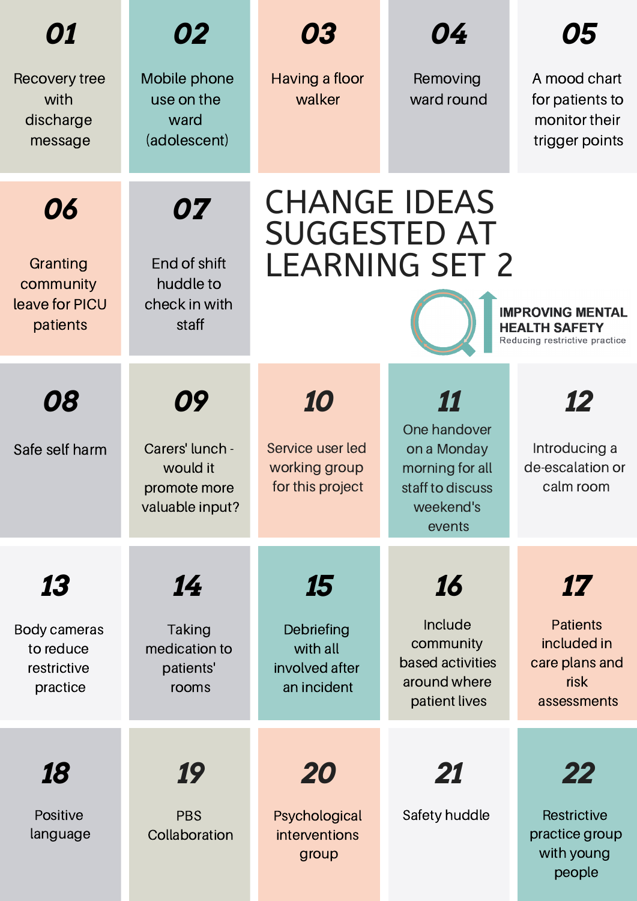# CHANGE IDEAS SUGGESTED AT LEARNING SET 2

**IMPROVING MENTAL HEALTH SAFETY**
Reducing restrictive practice

**01** Recovery tree with discharge message

**02** Mobile phone use on the ward (adolescent)

**03** Having a floor walker

**04** Removing ward round

**05** A mood chart for patients to monitor their trigger points

**06** Granting community leave for PICU patients

**07** End of shift huddle to check in with staff

**08** Safe self harm

**09** Carers' lunch - would it promote more valuable input?

**10** Service user led working group for this project

**11** One handover on a Monday morning for all staff to discuss weekend's events

**12** Introducing a de-escalation or calm room

**13** Body cameras to reduce restrictive practice

**14** Taking medication to patients' rooms

**15** Debriefing with all involved after an incident

**16** Include community based activities around where patient lives

**17** Patients included in care plans and risk assessments

**18** Positive language

**19** PBS Collaboration

**20** Psychological interventions group

**21** Safety huddle

**22** Restrictive practice group with young people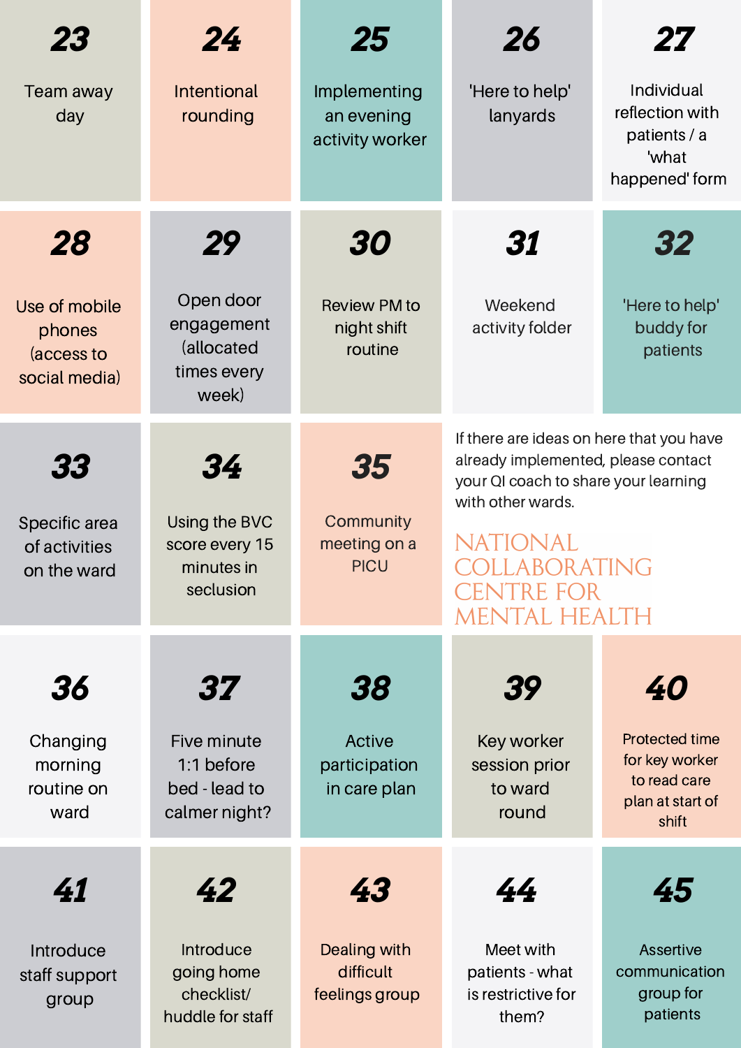**23** Team away day

**24** Intentional rounding

**25** Implementing an evening activity worker

**26** 'Here to help' lanyards

**27** Individual reflection with patients / a 'what happened' form

**28** Use of mobile phones (access to social media)

**29** Open door engagement (allocated times every week)

**30** Review PM to night shift routine

**31** Weekend activity folder

**32** 'Here to help' buddy for patients

**33** Specific area of activities on the ward

**34** Using the BVC score every 15 minutes in seclusion

**35** Community meeting on a PICU

If there are ideas on here that you have already implemented, please contact your QI coach to share your learning with other wards.

NATIONAL COLLABORATING CENTRE FOR MENTAL HEALTH

**36** Changing morning routine on ward

**37** Five minute 1:1 before bed - lead to calmer night?

**38** Active participation in care plan

**39** Key worker session prior to ward round

**40** Protected time for key worker to read care plan at start of shift

**41** Introduce staff support group

**42** Introduce going home checklist/ huddle for staff

**43** Dealing with difficult feelings group

**44** Meet with patients - what is restrictive for them?

**45** Assertive communication group for patients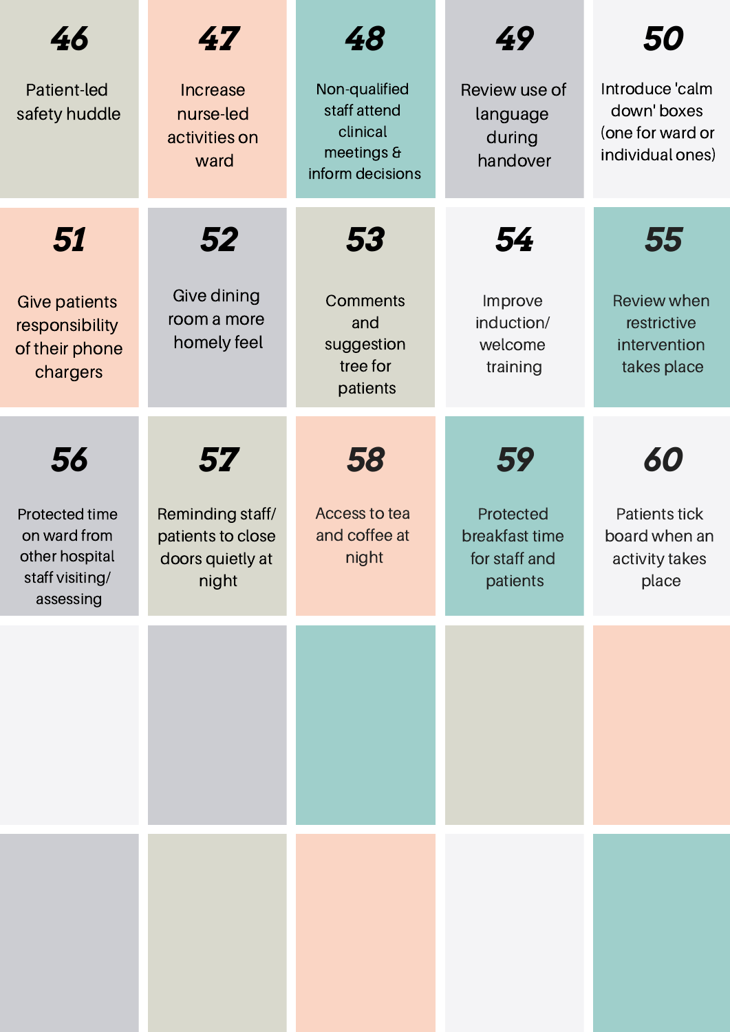**46**

Patient-led safety huddle

**47**

Increase nurse-led activities on ward

**48**

Non-qualified staff attend clinical meetings & inform decisions

**49**

Review use of language during handover

**50**

Introduce 'calm down' boxes (one for ward or individual ones)

**51**

Give patients responsibility of their phone chargers

**52**

Give dining room a more homely feel

**53**

Comments and suggestion tree for patients

**54**

Improve induction/ welcome training

**55**

Review when restrictive intervention takes place

**56**

Protected time on ward from other hospital staff visiting/ assessing

**57**

Reminding staff/ patients to close doors quietly at night

**58**

Access to tea and coffee at night

**59**

Protected breakfast time for staff and patients

**60**

Patients tick board when an activity takes place